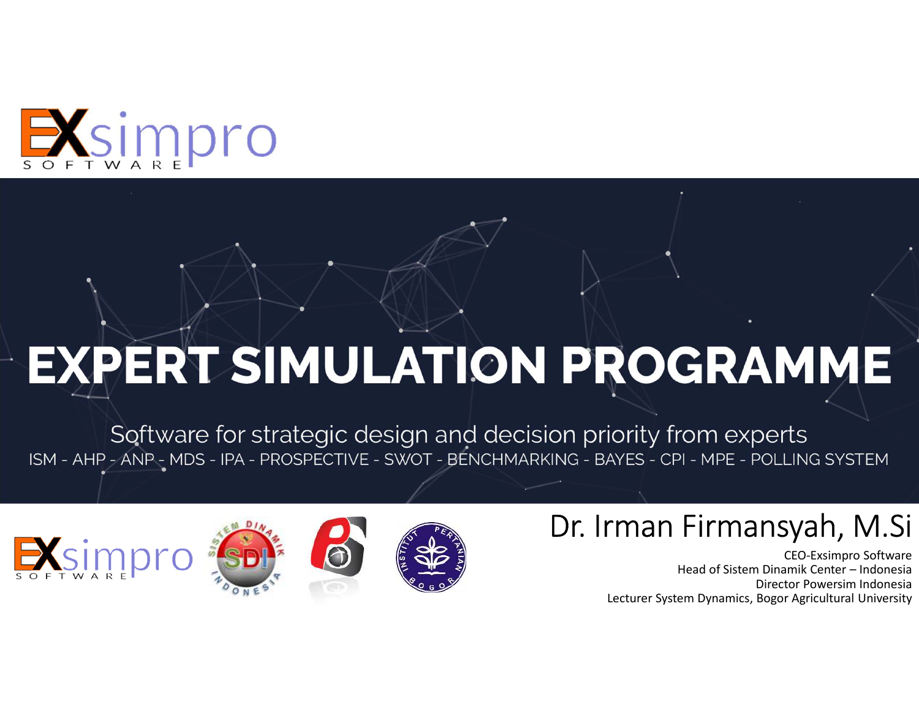EXsimpro
SOFTWARE

# EXPERT SIMULATION PROGRAMME

Software for strategic design and decision priority from experts

ISM - AHP - ANP - MDS - IPA - PROSPECTIVE - SWOT - BENCHMARKING - BAYES - CPI - MPE - POLLING SYSTEM

## Dr. Irman Firmansyah, M.Si

CEO-Exsimpro Software
Head of Sistem Dinamik Center – Indonesia
Director Powersim Indonesia
Lecturer System Dynamics, Bogor Agricultural University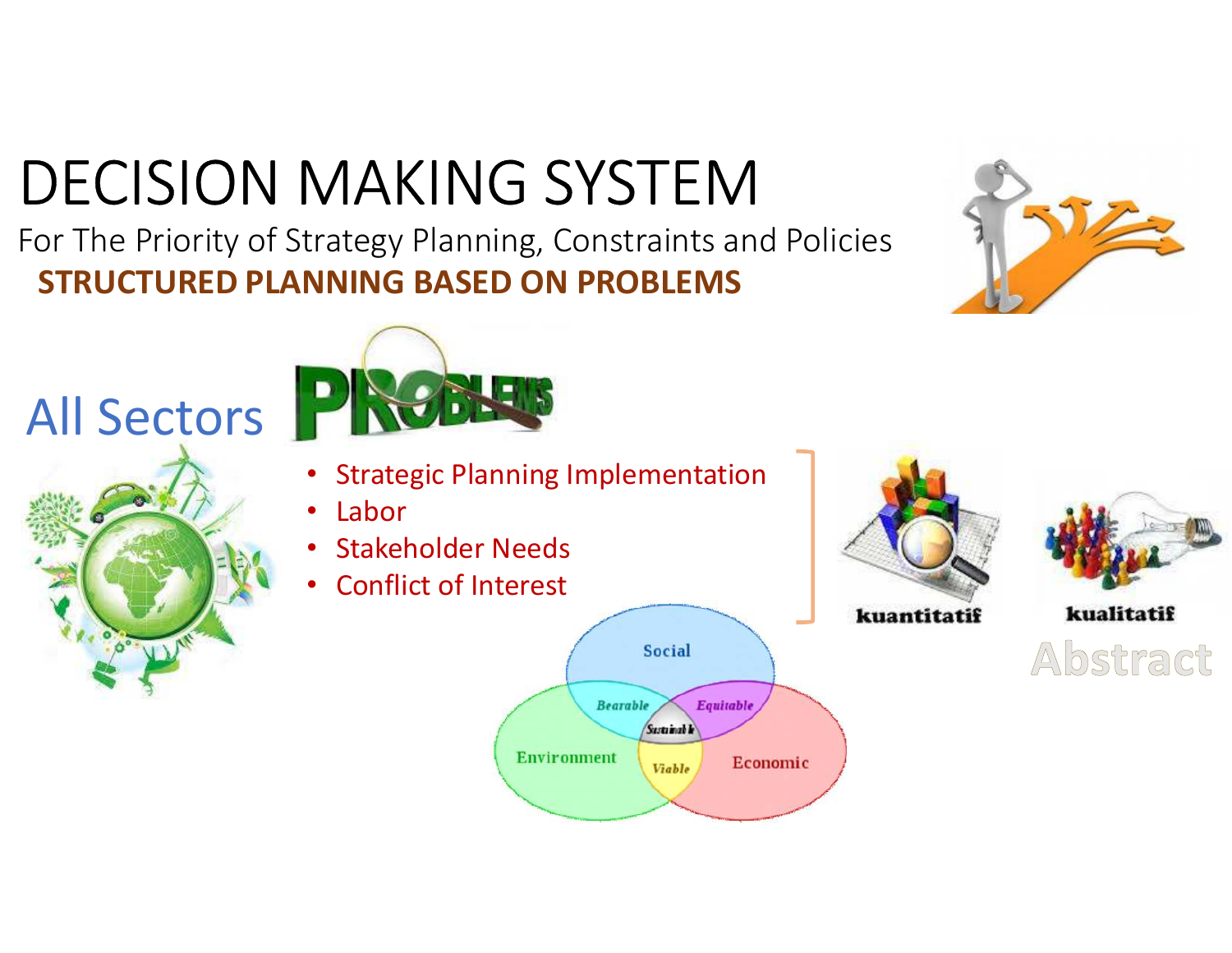# DECISION MAKING SYSTEM

For The Priority of Strategy Planning, Constraints and Policies

**STRUCTURED PLANNING BASED ON PROBLEMS**

All Sectors

PROBLEMS

- Strategic Planning Implementation
- Labor
- Stakeholder Needs
- Conflict of Interest

Social

Bearable

Equitable

Sustainable

Environment

Viable

Economic

**kuantitatif**

**kualitatif**

Abstract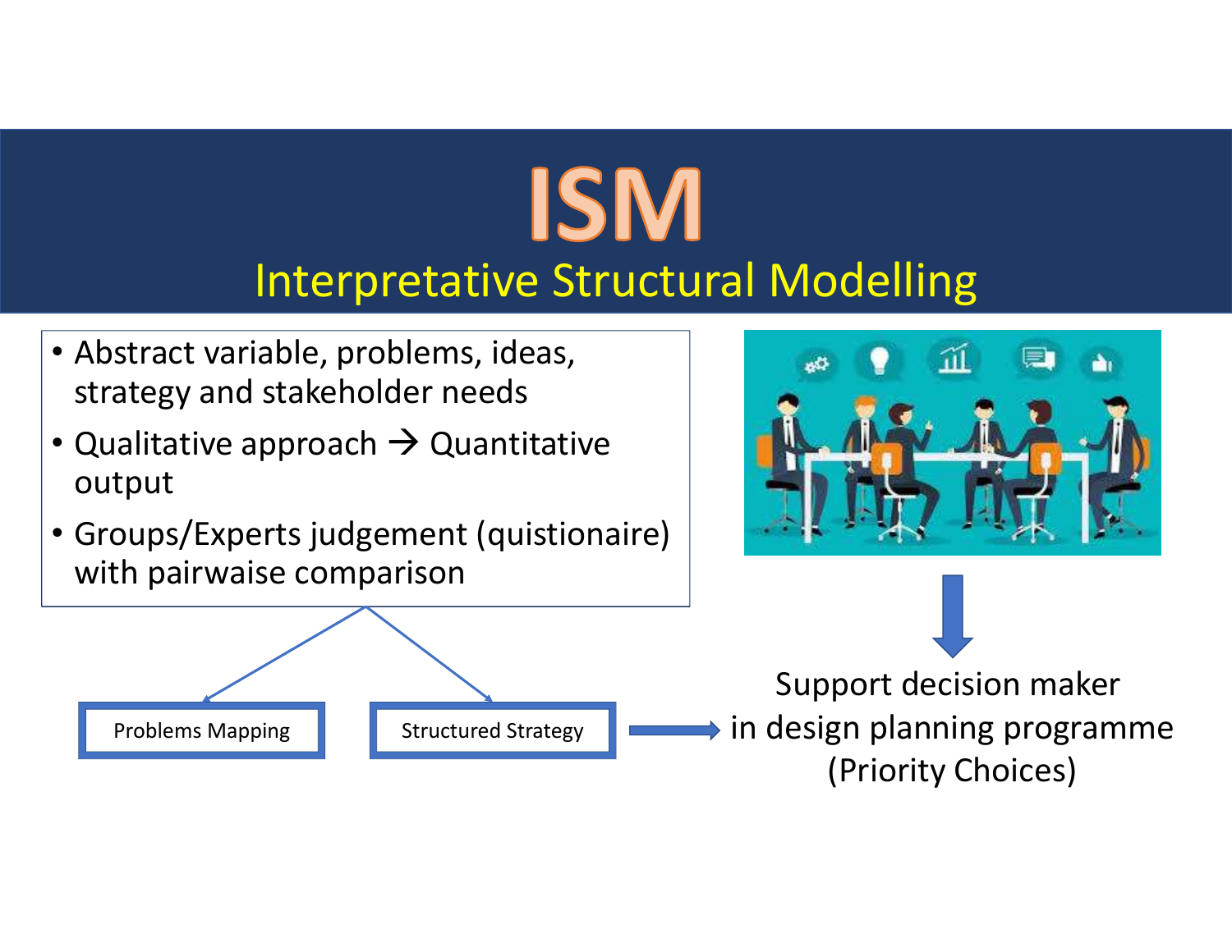# ISM

## Interpretative Structural Modelling

- Abstract variable, problems, ideas, strategy and stakeholder needs
- Qualitative approach → Quantitative output
- Groups/Experts judgement (quistionaire) with pairwise comparison

Problems Mapping

Structured Strategy

Support decision maker in design planning programme (Priority Choices)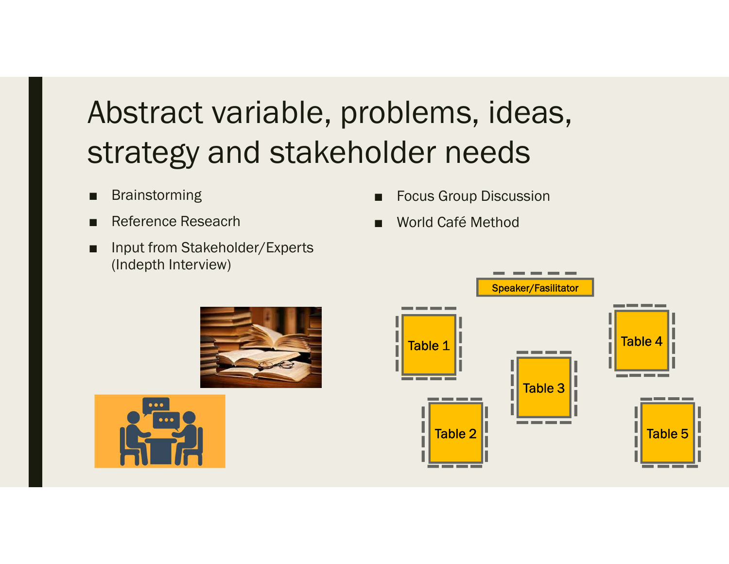# Abstract variable, problems, ideas, strategy and stakeholder needs

- Brainstorming
- Reference Reseacrh
- Input from Stakeholder/Experts (Indepth Interview)
- Focus Group Discussion
- World Café Method

Speaker/Fasilitator

Table 1

Table 2

Table 3

Table 4

Table 5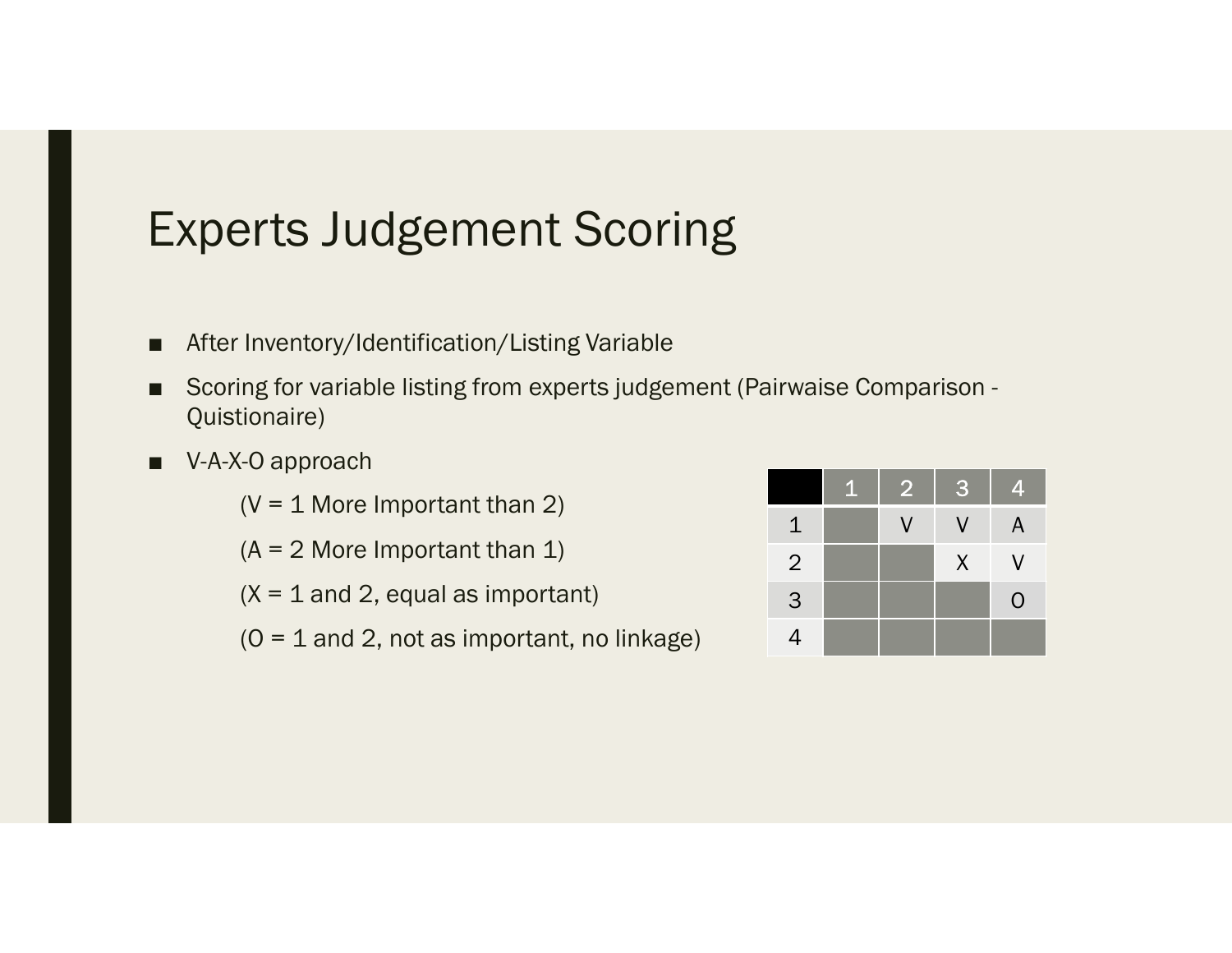# Experts Judgement Scoring

- After Inventory/Identification/Listing Variable
- Scoring for variable listing from experts judgement (Pairwaise Comparison - Quistionaire)
- V-A-X-O approach

  (V = 1 More Important than 2)

  (A = 2 More Important than 1)

  (X = 1 and 2, equal as important)

  (O = 1 and 2, not as important, no linkage)

| | 1 | 2 | 3 | 4 |
|---|---|---|---|---|
| 1 | | V | V | A |
| 2 | | | X | V |
| 3 | | | | O |
| 4 | | | | |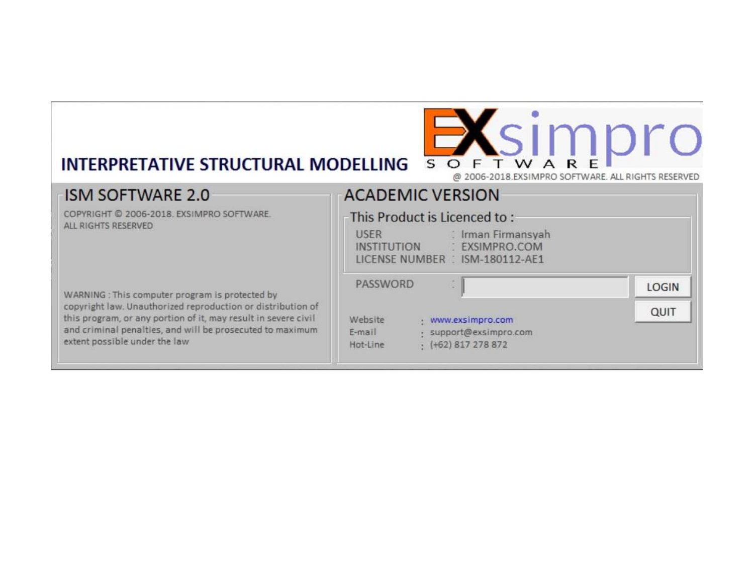# INTERPRETATIVE STRUCTURAL MODELLING

EXsimpro SOFTWARE

@ 2006-2018.EXSIMPRO SOFTWARE. ALL RIGHTS RESERVED

## ISM SOFTWARE 2.0

COPYRIGHT © 2006-2018. EXSIMPRO SOFTWARE.
ALL RIGHTS RESERVED

WARNING : This computer program is protected by copyright law. Unauthorized reproduction or distribution of this program, or any portion of it, may result in severe civil and criminal penalties, and will be prosecuted to maximum extent possible under the law

## ACADEMIC VERSION

### This Product is Licenced to :

| | | |
|---|---|---|
| USER | : | Irman Firmansyah |
| INSTITUTION | : | EXSIMPRO.COM |
| LICENSE NUMBER | : | ISM-180112-AE1 |

PASSWORD :

LOGIN

QUIT

| | | |
|---|---|---|
| Website | : | www.exsimpro.com |
| E-mail | : | support@exsimpro.com |
| Hot-Line | : | (+62) 817 278 872 |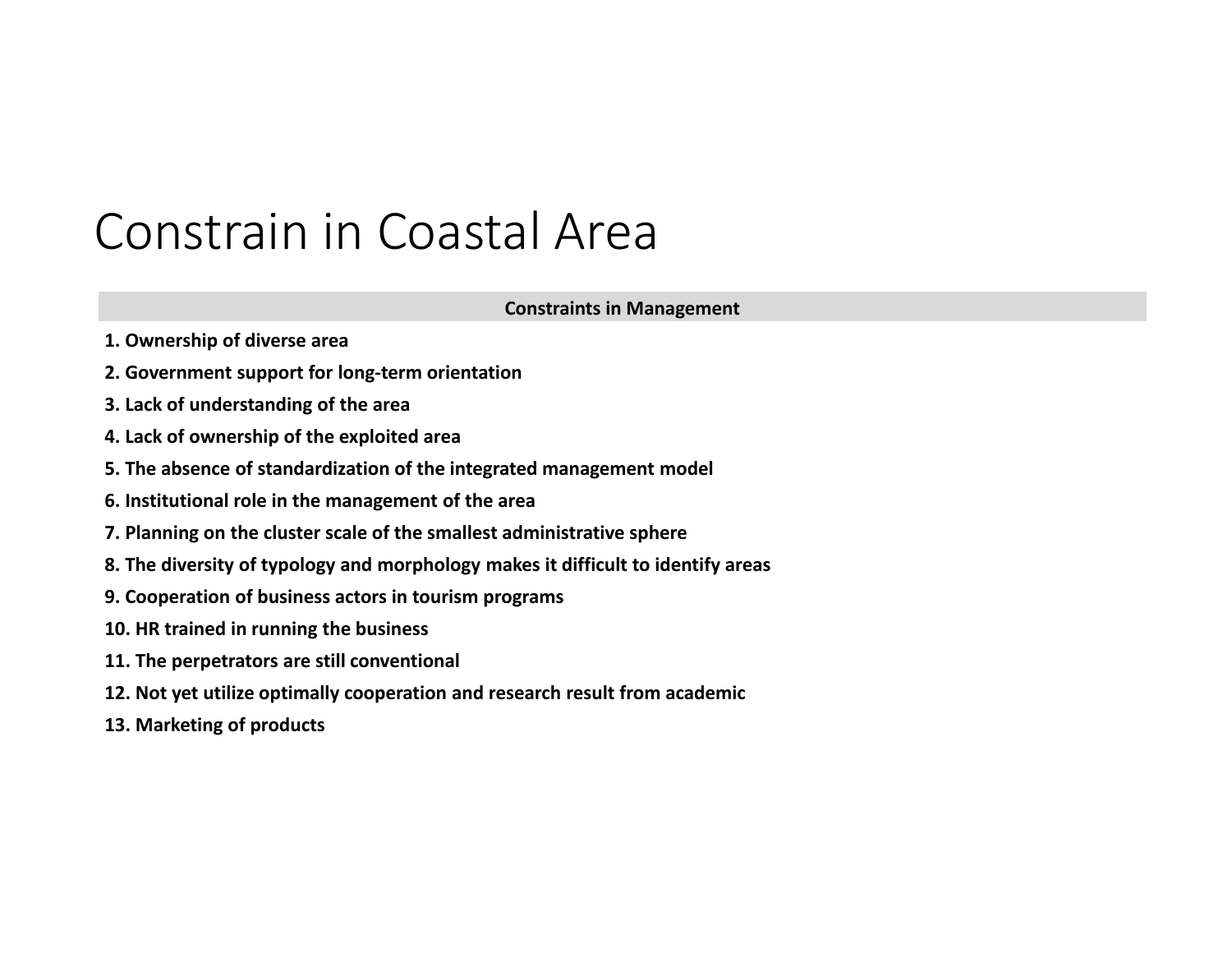# Constrain in Coastal Area

| Constraints in Management |
|---|
| **1. Ownership of diverse area** |
| **2. Government support for long-term orientation** |
| **3. Lack of understanding of the area** |
| **4. Lack of ownership of the exploited area** |
| **5. The absence of standardization of the integrated management model** |
| **6. Institutional role in the management of the area** |
| **7. Planning on the cluster scale of the smallest administrative sphere** |
| **8. The diversity of typology and morphology makes it difficult to identify areas** |
| **9. Cooperation of business actors in tourism programs** |
| **10. HR trained in running the business** |
| **11. The perpetrators are still conventional** |
| **12. Not yet utilize optimally cooperation and research result from academic** |
| **13. Marketing of products** |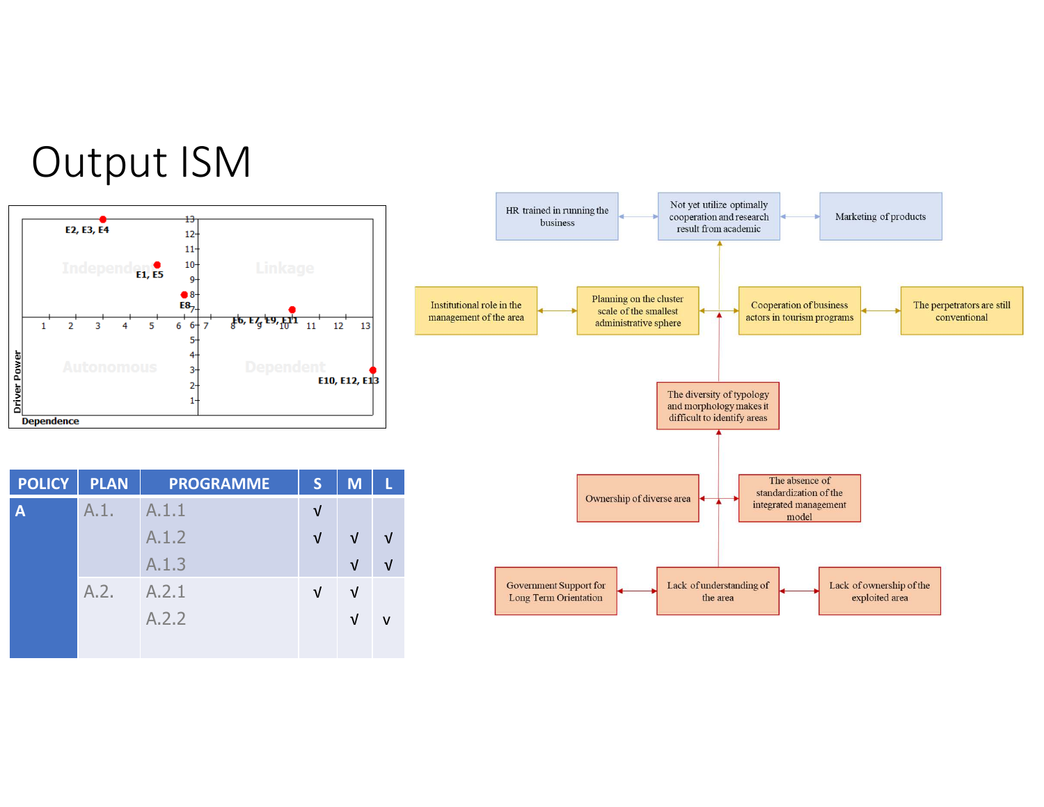# Output ISM

E2, E3, E4

E1, E5

E8

E6, E7, E9, E11

E10, E12, E13

Independent | Linkage | Autonomous | Dependent

Driver Power

Dependence

| POLICY | PLAN | PROGRAMME | S | M | L |
|---|---|---|---|---|---|
| A | A.1. | A.1.1 | √ | | |
| | | A.1.2 | √ | √ | √ |
| | | A.1.3 | | √ | √ |
| | A.2. | A.2.1 | √ | √ | |
| | | A.2.2 | | √ | v |

HR trained in running the business

Not yet utilize optimally cooperation and research result from academic

Marketing of products

Institutional role in the management of the area

Planning on the cluster scale of the smallest administrative sphere

Cooperation of business actors in tourism programs

The perpetrators are still conventional

The diversity of typology and morphology makes it difficult to identify areas

Ownership of diverse area

The absence of standardization of the integrated management model

Government Support for Long Term Orientation

Lack of understanding of the area

Lack of ownership of the exploited area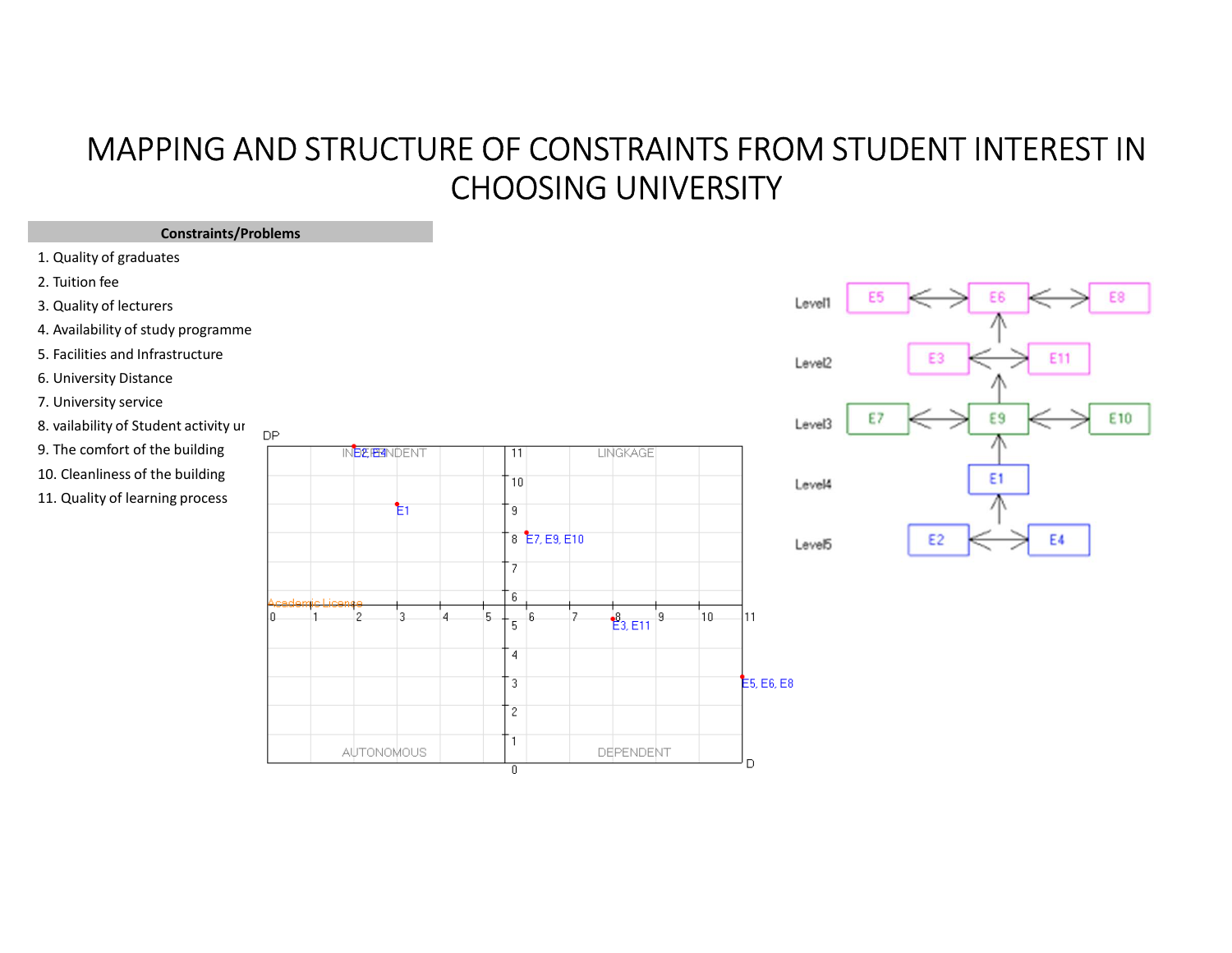# MAPPING AND STRUCTURE OF CONSTRAINTS FROM STUDENT INTEREST IN CHOOSING UNIVERSITY

| Constraints/Problems |
|---|
| 1. Quality of graduates |
| 2. Tuition fee |
| 3. Quality of lecturers |
| 4. Availability of study programme |
| 5. Facilities and Infrastructure |
| 6. University Distance |
| 7. University service |
| 8. vailability of Student activity ur |
| 9. The comfort of the building |
| 10. Cleanliness of the building |
| 11. Quality of learning process |

DP

INDEPENDENT — E2, E4; E1

LINGKAGE — E7, E9, E10

AUTONOMOUS

DEPENDENT — E3, E11; E5, E6, E8

D

Level1: E5 ↔ E6 ↔ E8

Level2: E3 ↔ E11

Level3: E7 ↔ E9 ↔ E10

Level4: E1

Level5: E2 ↔ E4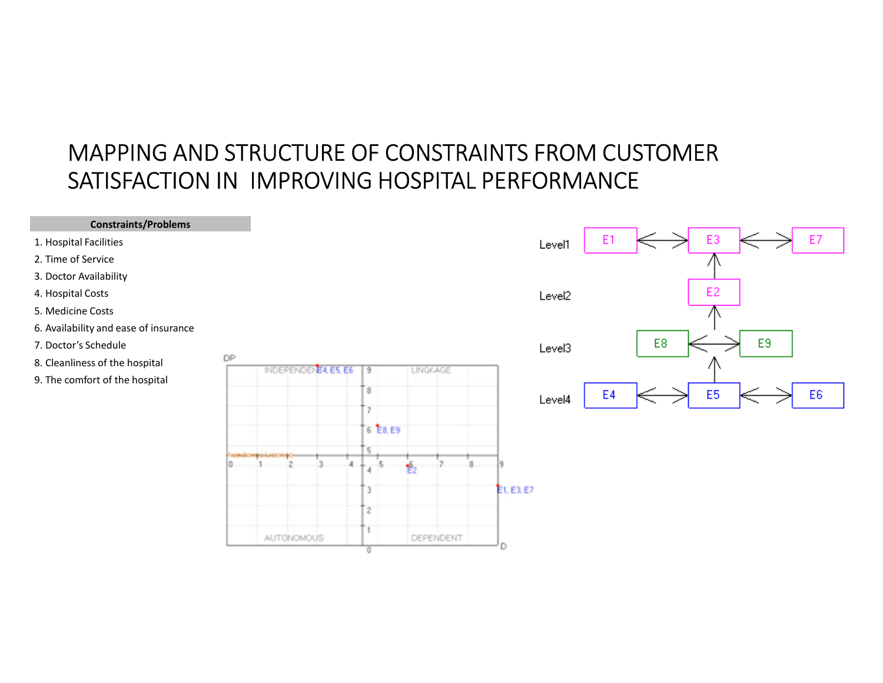# MAPPING AND STRUCTURE OF CONSTRAINTS FROM CUSTOMER SATISFACTION IN IMPROVING HOSPITAL PERFORMANCE

| Constraints/Problems |
|---|
| 1. Hospital Facilities |
| 2. Time of Service |
| 3. Doctor Availability |
| 4. Hospital Costs |
| 5. Medicine Costs |
| 6. Availability and ease of insurance |
| 7. Doctor's Schedule |
| 8. Cleanliness of the hospital |
| 9. The comfort of the hospital |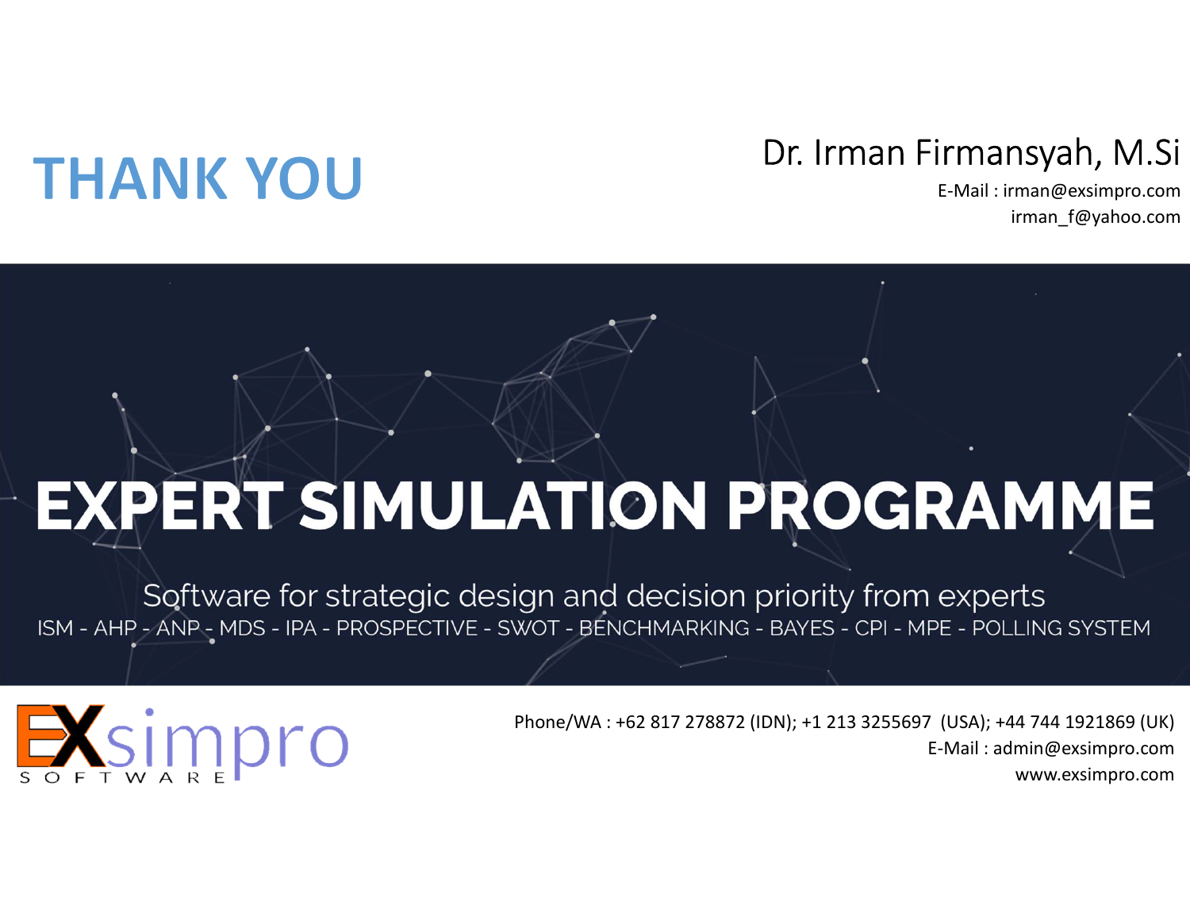# THANK YOU

Dr. Irman Firmansyah, M.Si

E-Mail : irman@exsimpro.com

irman_f@yahoo.com

## EXPERT SIMULATION PROGRAMME

Software for strategic design and decision priority from experts

ISM - AHP - ANP - MDS - IPA - PROSPECTIVE - SWOT - BENCHMARKING - BAYES - CPI - MPE - POLLING SYSTEM

EXsimpro SOFTWARE

Phone/WA : +62 817 278872 (IDN); +1 213 3255697 (USA); +44 744 1921869 (UK)

E-Mail : admin@exsimpro.com

www.exsimpro.com